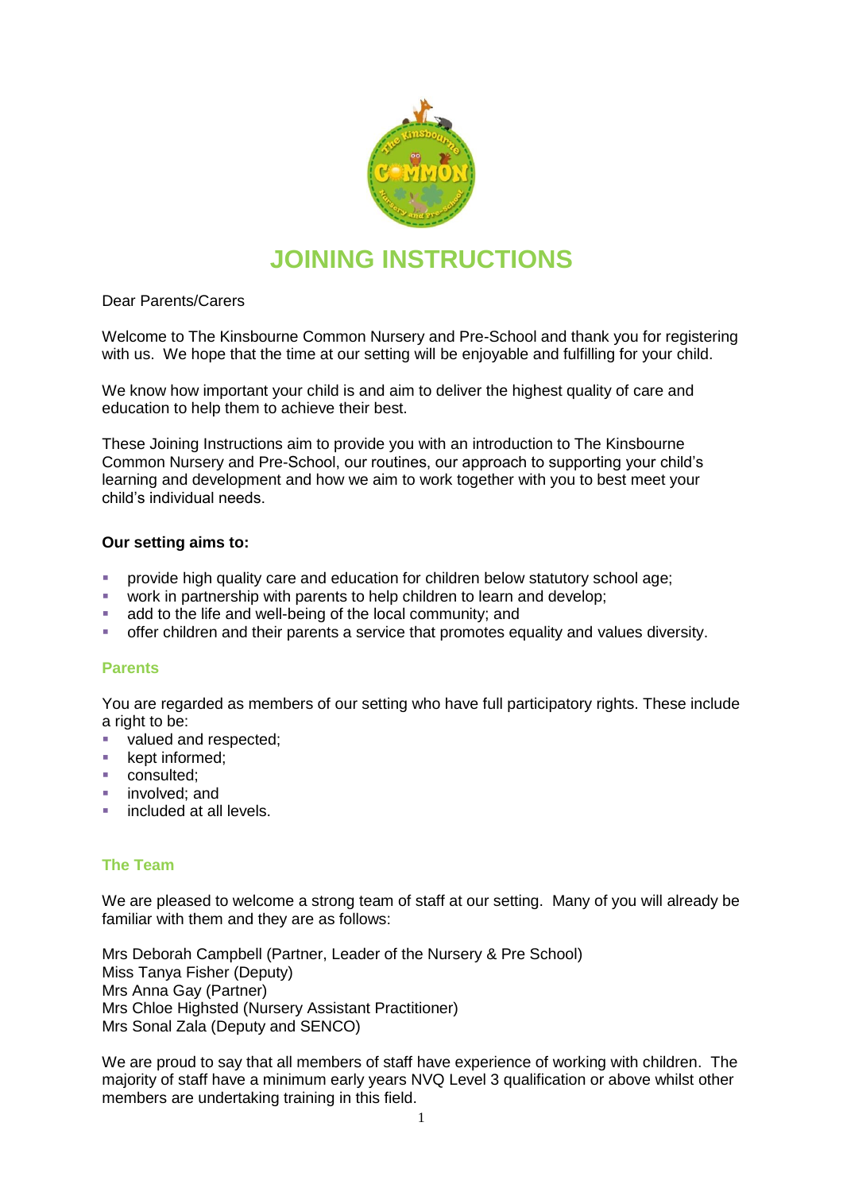# JOINING INSTRUCTIONS

Dear Parents/Carers

Welcome to The Kinsbourne Common Nursery and Pre-School and thank you for registering with us. We hope that the time at our setting will be enjoyable and fulfilling for your child.

We know how important your child is and aim to deliver the highest quality of care and education to help them to achieve their best.

These Joining Instructions aim to provide you with an introduction to The Kinsbourne Common Nursery and Pre-School, our routines, our approach to supporting your child's learning and development and how we aim to work together with you to best meet your child's individual needs.

**Our setting aims to:**

- provide high quality care and education for children below statutory school age;
- work in partnership with parents to help children to learn and develop;
- add to the life and well-being of the local community; and
- offer children and their parents a service that promotes equality and values diversity.

## Parents

You are regarded as members of our setting who have full participatory rights. These include a right to be:

- valued and respected;
- kept informed;
- consulted;
- involved; and
- included at all levels.

## The Team

We are pleased to welcome a strong team of staff at our setting. Many of you will already be familiar with them and they are as follows:

Mrs Deborah Campbell (Partner, Leader of the Nursery & Pre School)
Miss Tanya Fisher (Deputy)
Mrs Anna Gay (Partner)
Mrs Chloe Highsted (Nursery Assistant Practitioner)
Mrs Sonal Zala (Deputy and SENCO)

We are proud to say that all members of staff have experience of working with children. The majority of staff have a minimum early years NVQ Level 3 qualification or above whilst other members are undertaking training in this field.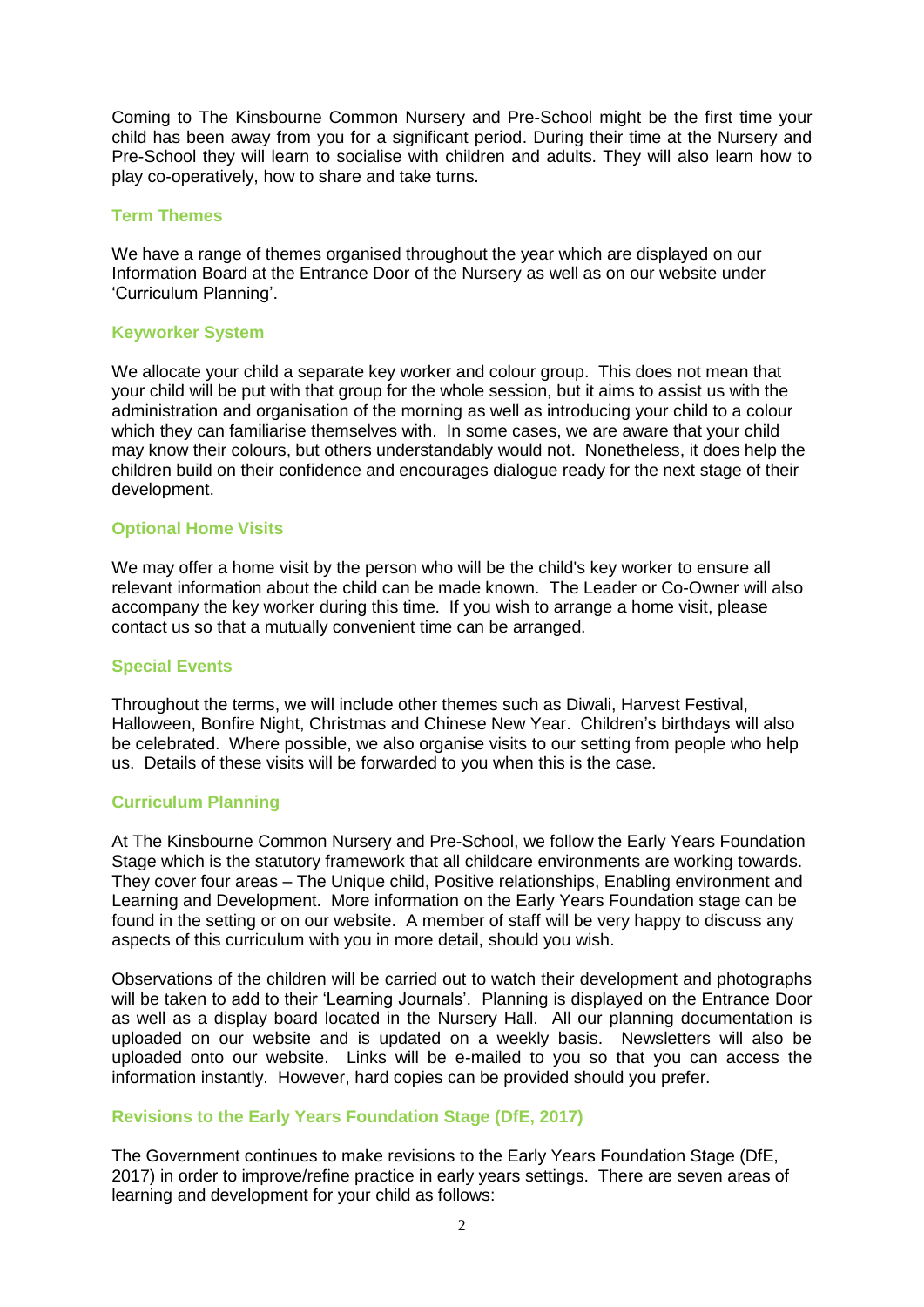Coming to The Kinsbourne Common Nursery and Pre-School might be the first time your child has been away from you for a significant period. During their time at the Nursery and Pre-School they will learn to socialise with children and adults. They will also learn how to play co-operatively, how to share and take turns.

### Term Themes

We have a range of themes organised throughout the year which are displayed on our Information Board at the Entrance Door of the Nursery as well as on our website under 'Curriculum Planning'.

### Keyworker System

We allocate your child a separate key worker and colour group. This does not mean that your child will be put with that group for the whole session, but it aims to assist us with the administration and organisation of the morning as well as introducing your child to a colour which they can familiarise themselves with. In some cases, we are aware that your child may know their colours, but others understandably would not. Nonetheless, it does help the children build on their confidence and encourages dialogue ready for the next stage of their development.

### Optional Home Visits

We may offer a home visit by the person who will be the child's key worker to ensure all relevant information about the child can be made known. The Leader or Co-Owner will also accompany the key worker during this time. If you wish to arrange a home visit, please contact us so that a mutually convenient time can be arranged.

### Special Events

Throughout the terms, we will include other themes such as Diwali, Harvest Festival, Halloween, Bonfire Night, Christmas and Chinese New Year. Children's birthdays will also be celebrated. Where possible, we also organise visits to our setting from people who help us. Details of these visits will be forwarded to you when this is the case.

### Curriculum Planning

At The Kinsbourne Common Nursery and Pre-School, we follow the Early Years Foundation Stage which is the statutory framework that all childcare environments are working towards. They cover four areas – The Unique child, Positive relationships, Enabling environment and Learning and Development. More information on the Early Years Foundation stage can be found in the setting or on our website. A member of staff will be very happy to discuss any aspects of this curriculum with you in more detail, should you wish.

Observations of the children will be carried out to watch their development and photographs will be taken to add to their 'Learning Journals'. Planning is displayed on the Entrance Door as well as a display board located in the Nursery Hall. All our planning documentation is uploaded on our website and is updated on a weekly basis. Newsletters will also be uploaded onto our website. Links will be e-mailed to you so that you can access the information instantly. However, hard copies can be provided should you prefer.

### Revisions to the Early Years Foundation Stage (DfE, 2017)

The Government continues to make revisions to the Early Years Foundation Stage (DfE, 2017) in order to improve/refine practice in early years settings. There are seven areas of learning and development for your child as follows: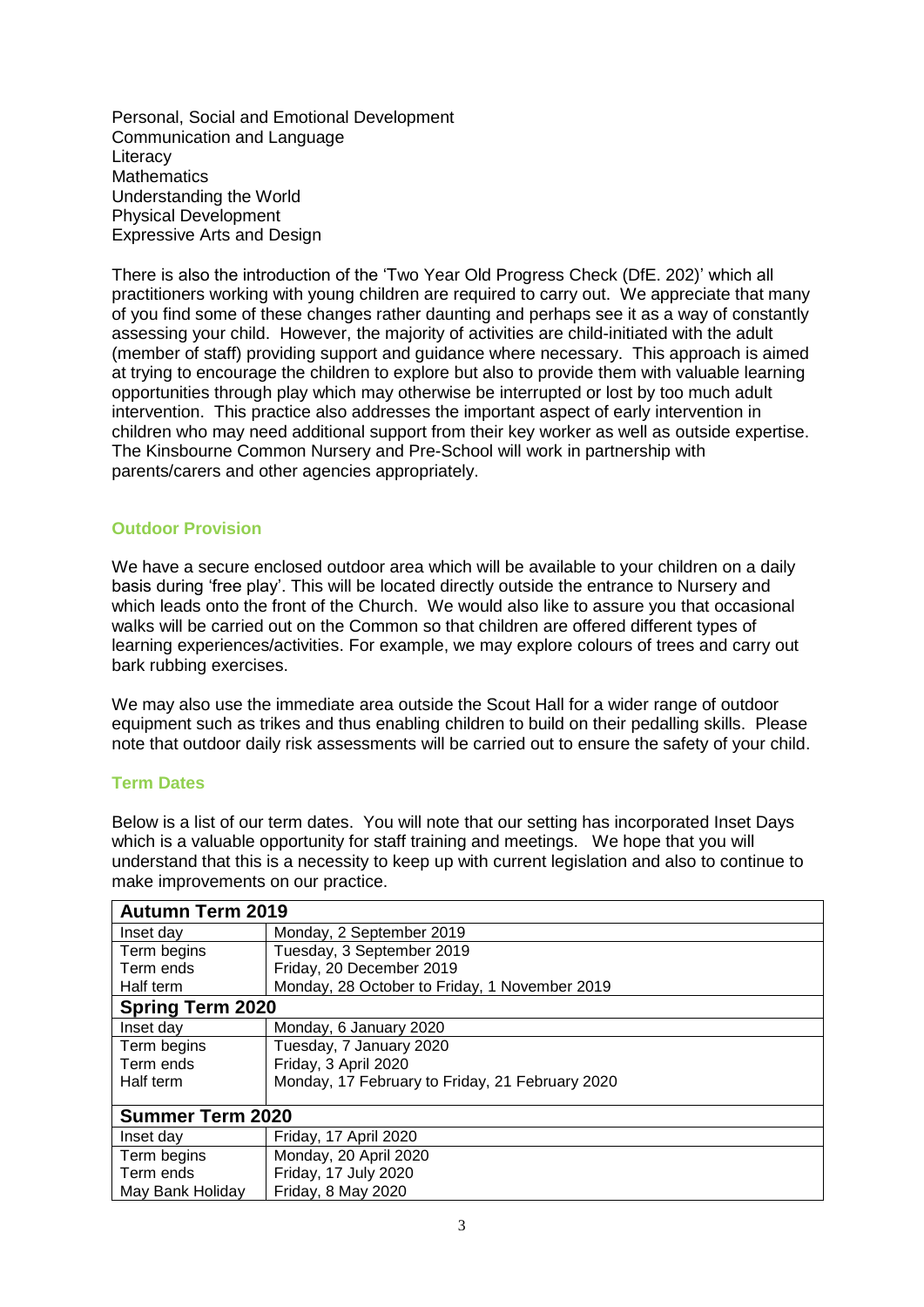Personal, Social and Emotional Development
Communication and Language
Literacy
Mathematics
Understanding the World
Physical Development
Expressive Arts and Design

There is also the introduction of the 'Two Year Old Progress Check (DfE. 202)' which all practitioners working with young children are required to carry out. We appreciate that many of you find some of these changes rather daunting and perhaps see it as a way of constantly assessing your child. However, the majority of activities are child-initiated with the adult (member of staff) providing support and guidance where necessary. This approach is aimed at trying to encourage the children to explore but also to provide them with valuable learning opportunities through play which may otherwise be interrupted or lost by too much adult intervention. This practice also addresses the important aspect of early intervention in children who may need additional support from their key worker as well as outside expertise. The Kinsbourne Common Nursery and Pre-School will work in partnership with parents/carers and other agencies appropriately.

### Outdoor Provision

We have a secure enclosed outdoor area which will be available to your children on a daily basis during 'free play'. This will be located directly outside the entrance to Nursery and which leads onto the front of the Church. We would also like to assure you that occasional walks will be carried out on the Common so that children are offered different types of learning experiences/activities. For example, we may explore colours of trees and carry out bark rubbing exercises.

We may also use the immediate area outside the Scout Hall for a wider range of outdoor equipment such as trikes and thus enabling children to build on their pedalling skills. Please note that outdoor daily risk assessments will be carried out to ensure the safety of your child.

### Term Dates

Below is a list of our term dates. You will note that our setting has incorporated Inset Days which is a valuable opportunity for staff training and meetings. We hope that you will understand that this is a necessity to keep up with current legislation and also to continue to make improvements on our practice.

| **Autumn Term 2019** | |
|---|---|
| Inset day | Monday, 2 September 2019 |
| Term begins | Tuesday, 3 September 2019 |
| Term ends | Friday, 20 December 2019 |
| Half term | Monday, 28 October to Friday, 1 November 2019 |
| **Spring Term 2020** | |
| Inset day | Monday, 6 January 2020 |
| Term begins | Tuesday, 7 January 2020 |
| Term ends | Friday, 3 April 2020 |
| Half term | Monday, 17 February to Friday, 21 February 2020 |
| **Summer Term 2020** | |
| Inset day | Friday, 17 April 2020 |
| Term begins | Monday, 20 April 2020 |
| Term ends | Friday, 17 July 2020 |
| May Bank Holiday | Friday, 8 May 2020 |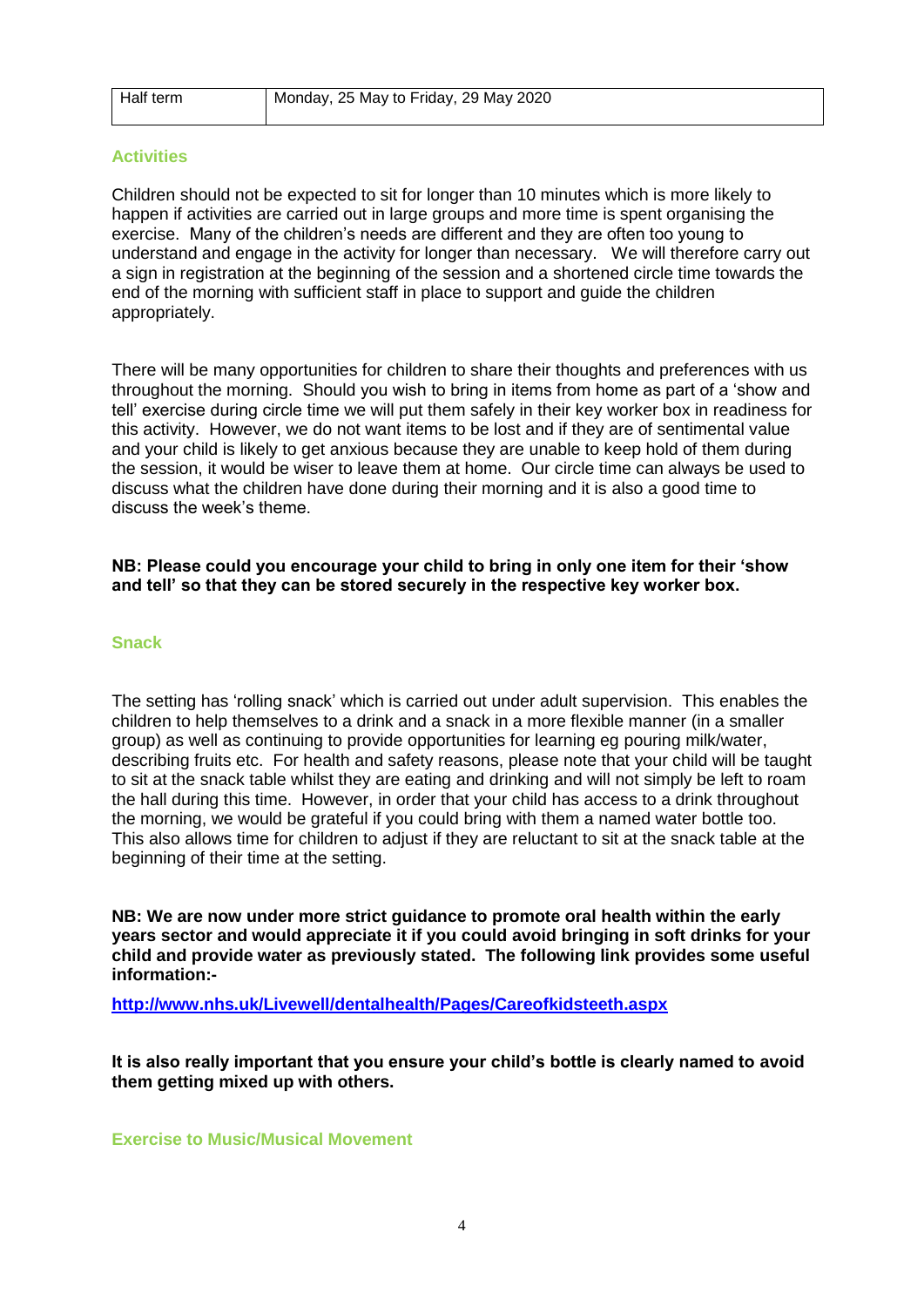| Half term | Monday, 25 May to Friday, 29 May 2020 |
| --- | --- |

## Activities

Children should not be expected to sit for longer than 10 minutes which is more likely to happen if activities are carried out in large groups and more time is spent organising the exercise. Many of the children's needs are different and they are often too young to understand and engage in the activity for longer than necessary. We will therefore carry out a sign in registration at the beginning of the session and a shortened circle time towards the end of the morning with sufficient staff in place to support and guide the children appropriately.

There will be many opportunities for children to share their thoughts and preferences with us throughout the morning. Should you wish to bring in items from home as part of a 'show and tell' exercise during circle time we will put them safely in their key worker box in readiness for this activity. However, we do not want items to be lost and if they are of sentimental value and your child is likely to get anxious because they are unable to keep hold of them during the session, it would be wiser to leave them at home. Our circle time can always be used to discuss what the children have done during their morning and it is also a good time to discuss the week's theme.

**NB: Please could you encourage your child to bring in only one item for their 'show and tell' so that they can be stored securely in the respective key worker box.**

## Snack

The setting has 'rolling snack' which is carried out under adult supervision. This enables the children to help themselves to a drink and a snack in a more flexible manner (in a smaller group) as well as continuing to provide opportunities for learning eg pouring milk/water, describing fruits etc. For health and safety reasons, please note that your child will be taught to sit at the snack table whilst they are eating and drinking and will not simply be left to roam the hall during this time. However, in order that your child has access to a drink throughout the morning, we would be grateful if you could bring with them a named water bottle too. This also allows time for children to adjust if they are reluctant to sit at the snack table at the beginning of their time at the setting.

**NB: We are now under more strict guidance to promote oral health within the early years sector and would appreciate it if you could avoid bringing in soft drinks for your child and provide water as previously stated. The following link provides some useful information:-**

**[http://www.nhs.uk/Livewell/dentalhealth/Pages/Careofkidsteeth.aspx](http://www.nhs.uk/Livewell/dentalhealth/Pages/Careofkidsteeth.aspx)**

**It is also really important that you ensure your child's bottle is clearly named to avoid them getting mixed up with others.**

## Exercise to Music/Musical Movement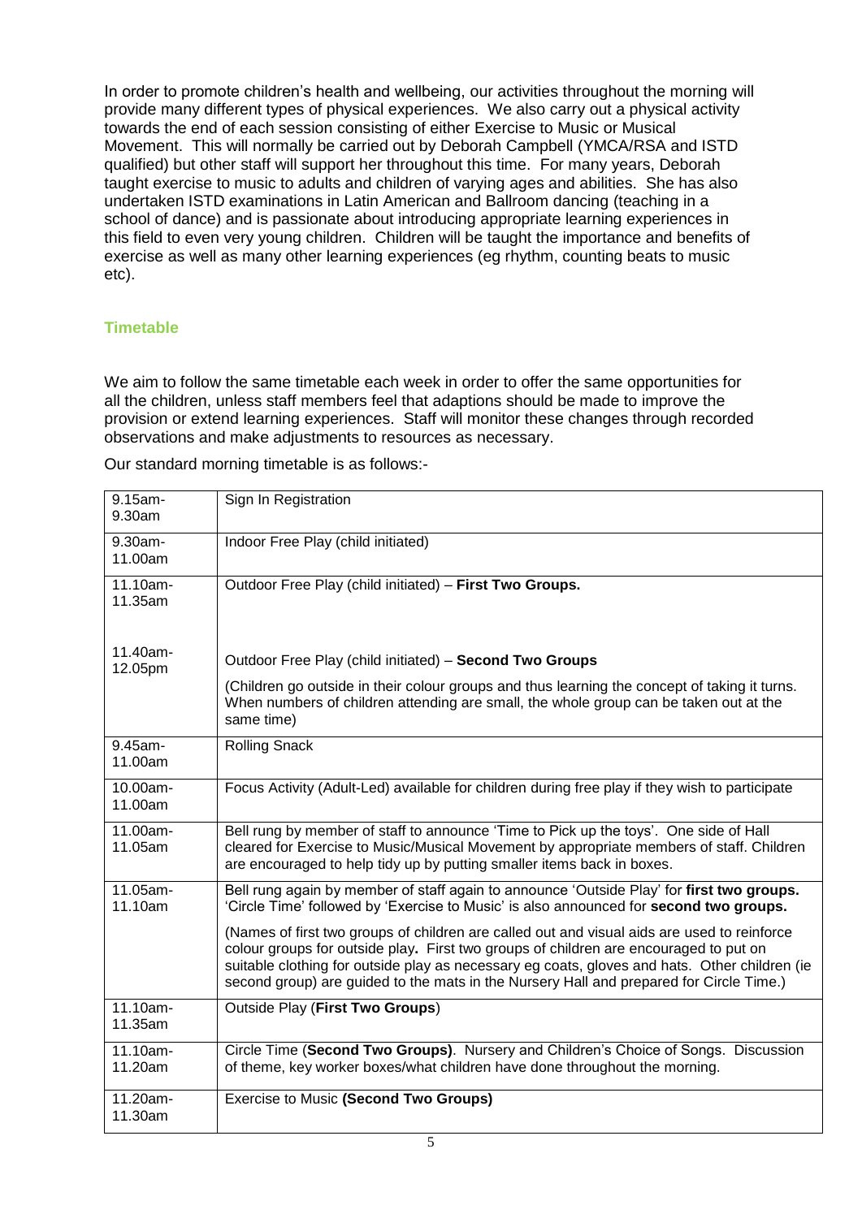In order to promote children's health and wellbeing, our activities throughout the morning will provide many different types of physical experiences. We also carry out a physical activity towards the end of each session consisting of either Exercise to Music or Musical Movement. This will normally be carried out by Deborah Campbell (YMCA/RSA and ISTD qualified) but other staff will support her throughout this time. For many years, Deborah taught exercise to music to adults and children of varying ages and abilities. She has also undertaken ISTD examinations in Latin American and Ballroom dancing (teaching in a school of dance) and is passionate about introducing appropriate learning experiences in this field to even very young children. Children will be taught the importance and benefits of exercise as well as many other learning experiences (eg rhythm, counting beats to music etc).

## Timetable

We aim to follow the same timetable each week in order to offer the same opportunities for all the children, unless staff members feel that adaptions should be made to improve the provision or extend learning experiences. Staff will monitor these changes through recorded observations and make adjustments to resources as necessary.

Our standard morning timetable is as follows:-

| Time | Activity |
|---|---|
| 9.15am-9.30am | Sign In Registration |
| 9.30am-11.00am | Indoor Free Play (child initiated) |
| 11.10am-11.35am<br><br>11.40am-12.05pm | Outdoor Free Play (child initiated) – **First Two Groups.**<br><br>Outdoor Free Play (child initiated) – **Second Two Groups**<br><br>(Children go outside in their colour groups and thus learning the concept of taking it turns. When numbers of children attending are small, the whole group can be taken out at the same time) |
| 9.45am-11.00am | Rolling Snack |
| 10.00am-11.00am | Focus Activity (Adult-Led) available for children during free play if they wish to participate |
| 11.00am-11.05am | Bell rung by member of staff to announce 'Time to Pick up the toys'. One side of Hall cleared for Exercise to Music/Musical Movement by appropriate members of staff. Children are encouraged to help tidy up by putting smaller items back in boxes. |
| 11.05am-11.10am | Bell rung again by member of staff again to announce 'Outside Play' for **first two groups.** 'Circle Time' followed by 'Exercise to Music' is also announced for **second two groups.**<br><br>(Names of first two groups of children are called out and visual aids are used to reinforce colour groups for outside play**.** First two groups of children are encouraged to put on suitable clothing for outside play as necessary eg coats, gloves and hats. Other children (ie second group) are guided to the mats in the Nursery Hall and prepared for Circle Time.) |
| 11.10am-11.35am | Outside Play (**First Two Groups**) |
| 11.10am-11.20am | Circle Time (**Second Two Groups)**. Nursery and Children's Choice of Songs. Discussion of theme, key worker boxes/what children have done throughout the morning. |
| 11.20am-11.30am | Exercise to Music **(Second Two Groups)** |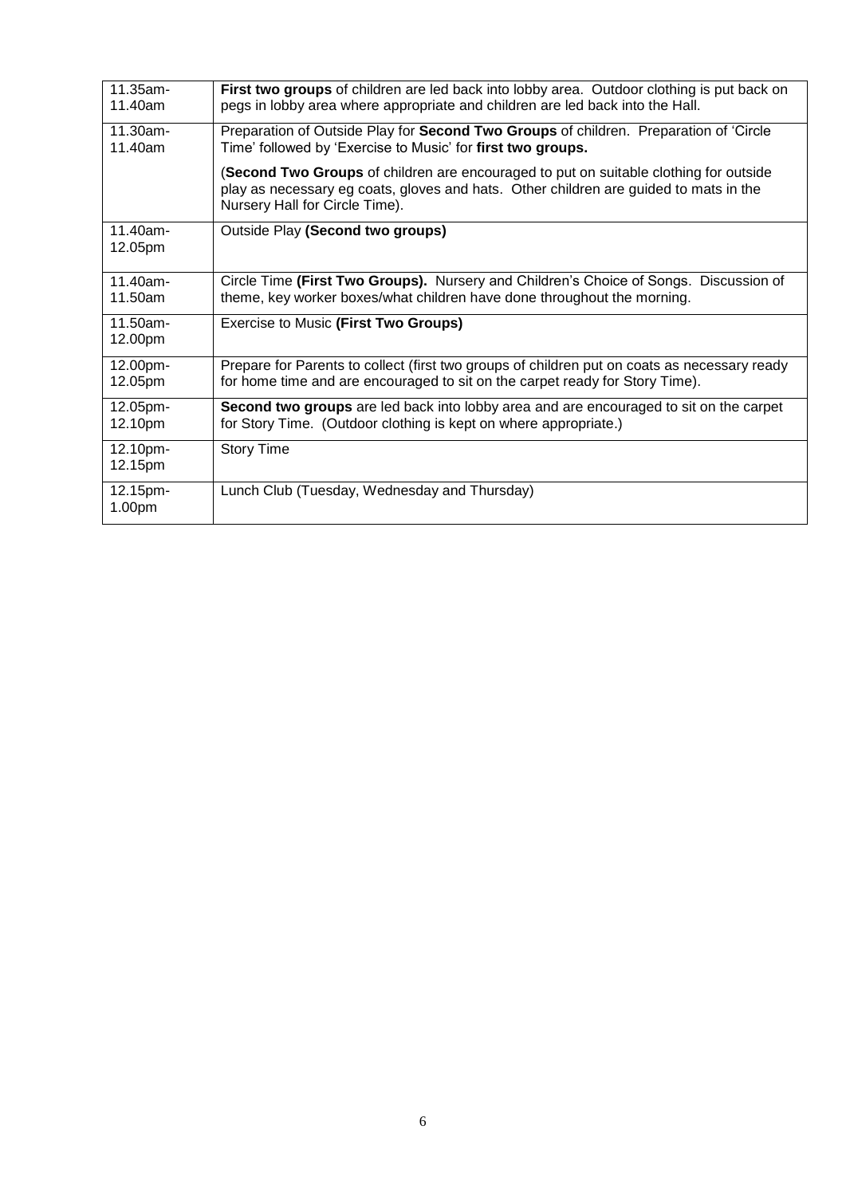| | |
|---|---|
| 11.35am-11.40am | **First two groups** of children are led back into lobby area. Outdoor clothing is put back on pegs in lobby area where appropriate and children are led back into the Hall. |
| 11.30am-11.40am | Preparation of Outside Play for **Second Two Groups** of children. Preparation of 'Circle Time' followed by 'Exercise to Music' for **first two groups.**<br><br>(**Second Two Groups** of children are encouraged to put on suitable clothing for outside play as necessary eg coats, gloves and hats. Other children are guided to mats in the Nursery Hall for Circle Time). |
| 11.40am-12.05pm | Outside Play **(Second two groups)** |
| 11.40am-11.50am | Circle Time **(First Two Groups).** Nursery and Children's Choice of Songs. Discussion of theme, key worker boxes/what children have done throughout the morning. |
| 11.50am-12.00pm | Exercise to Music **(First Two Groups)** |
| 12.00pm-12.05pm | Prepare for Parents to collect (first two groups of children put on coats as necessary ready for home time and are encouraged to sit on the carpet ready for Story Time). |
| 12.05pm-12.10pm | **Second two groups** are led back into lobby area and are encouraged to sit on the carpet for Story Time. (Outdoor clothing is kept on where appropriate.) |
| 12.10pm-12.15pm | Story Time |
| 12.15pm-1.00pm | Lunch Club (Tuesday, Wednesday and Thursday) |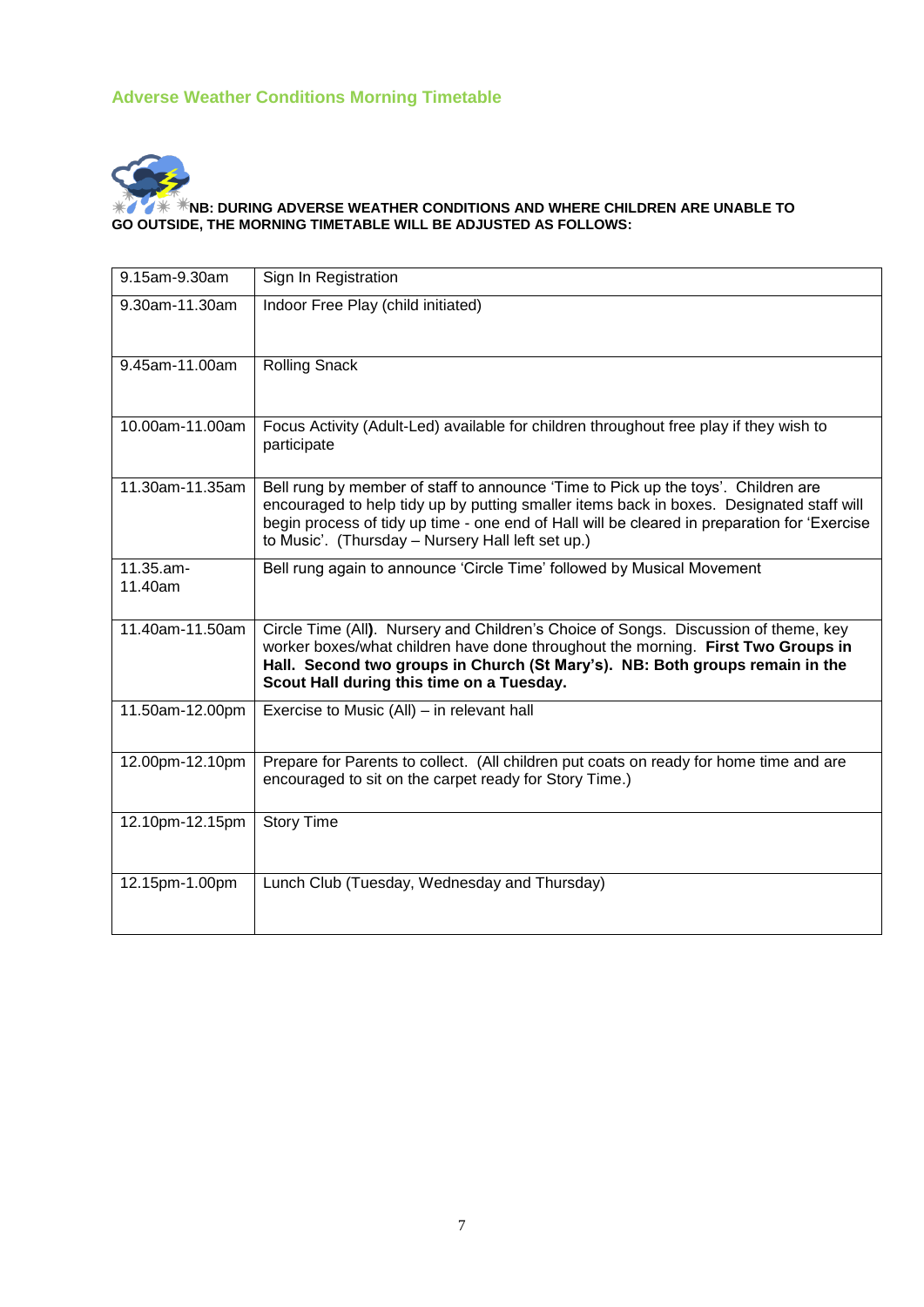## Adverse Weather Conditions Morning Timetable

**NB: DURING ADVERSE WEATHER CONDITIONS AND WHERE CHILDREN ARE UNABLE TO GO OUTSIDE, THE MORNING TIMETABLE WILL BE ADJUSTED AS FOLLOWS:**

| | |
|---|---|
| 9.15am-9.30am | Sign In Registration |
| 9.30am-11.30am | Indoor Free Play (child initiated) |
| 9.45am-11.00am | Rolling Snack |
| 10.00am-11.00am | Focus Activity (Adult-Led) available for children throughout free play if they wish to participate |
| 11.30am-11.35am | Bell rung by member of staff to announce 'Time to Pick up the toys'. Children are encouraged to help tidy up by putting smaller items back in boxes. Designated staff will begin process of tidy up time - one end of Hall will be cleared in preparation for 'Exercise to Music'. (Thursday – Nursery Hall left set up.) |
| 11.35.am-11.40am | Bell rung again to announce 'Circle Time' followed by Musical Movement |
| 11.40am-11.50am | Circle Time (All**)**. Nursery and Children's Choice of Songs. Discussion of theme, key worker boxes/what children have done throughout the morning. **First Two Groups in Hall. Second two groups in Church (St Mary's). NB: Both groups remain in the Scout Hall during this time on a Tuesday.** |
| 11.50am-12.00pm | Exercise to Music (All) – in relevant hall |
| 12.00pm-12.10pm | Prepare for Parents to collect. (All children put coats on ready for home time and are encouraged to sit on the carpet ready for Story Time.) |
| 12.10pm-12.15pm | Story Time |
| 12.15pm-1.00pm | Lunch Club (Tuesday, Wednesday and Thursday) |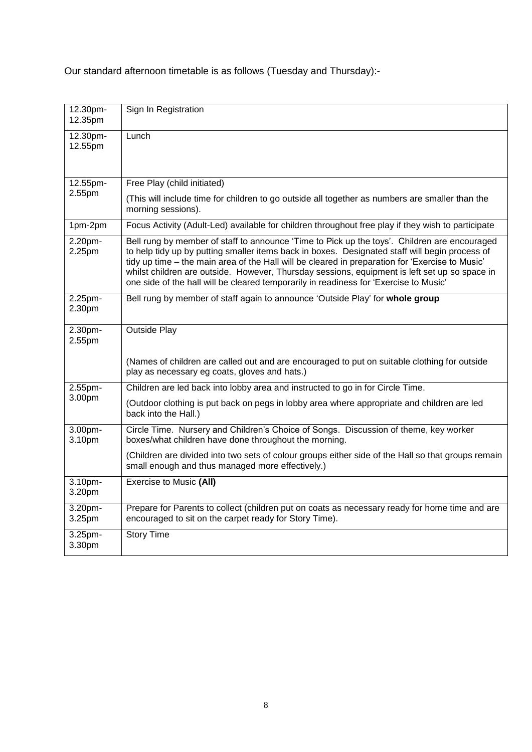Our standard afternoon timetable is as follows (Tuesday and Thursday):-

| | |
|---|---|
| 12.30pm-12.35pm | Sign In Registration |
| 12.30pm-12.55pm | Lunch |
| 12.55pm-2.55pm | Free Play (child initiated)<br><br>(This will include time for children to go outside all together as numbers are smaller than the morning sessions). |
| 1pm-2pm | Focus Activity (Adult-Led) available for children throughout free play if they wish to participate |
| 2.20pm-2.25pm | Bell rung by member of staff to announce 'Time to Pick up the toys'. Children are encouraged to help tidy up by putting smaller items back in boxes. Designated staff will begin process of tidy up time – the main area of the Hall will be cleared in preparation for 'Exercise to Music' whilst children are outside. However, Thursday sessions, equipment is left set up so space in one side of the hall will be cleared temporarily in readiness for 'Exercise to Music' |
| 2.25pm-2.30pm | Bell rung by member of staff again to announce 'Outside Play' for **whole group** |
| 2.30pm-2.55pm | Outside Play<br><br>(Names of children are called out and are encouraged to put on suitable clothing for outside play as necessary eg coats, gloves and hats.) |
| 2.55pm-3.00pm | Children are led back into lobby area and instructed to go in for Circle Time.<br><br>(Outdoor clothing is put back on pegs in lobby area where appropriate and children are led back into the Hall.) |
| 3.00pm-3.10pm | Circle Time. Nursery and Children's Choice of Songs. Discussion of theme, key worker boxes/what children have done throughout the morning.<br><br>(Children are divided into two sets of colour groups either side of the Hall so that groups remain small enough and thus managed more effectively.) |
| 3.10pm-3.20pm | Exercise to Music **(All)** |
| 3.20pm-3.25pm | Prepare for Parents to collect (children put on coats as necessary ready for home time and are encouraged to sit on the carpet ready for Story Time). |
| 3.25pm-3.30pm | Story Time |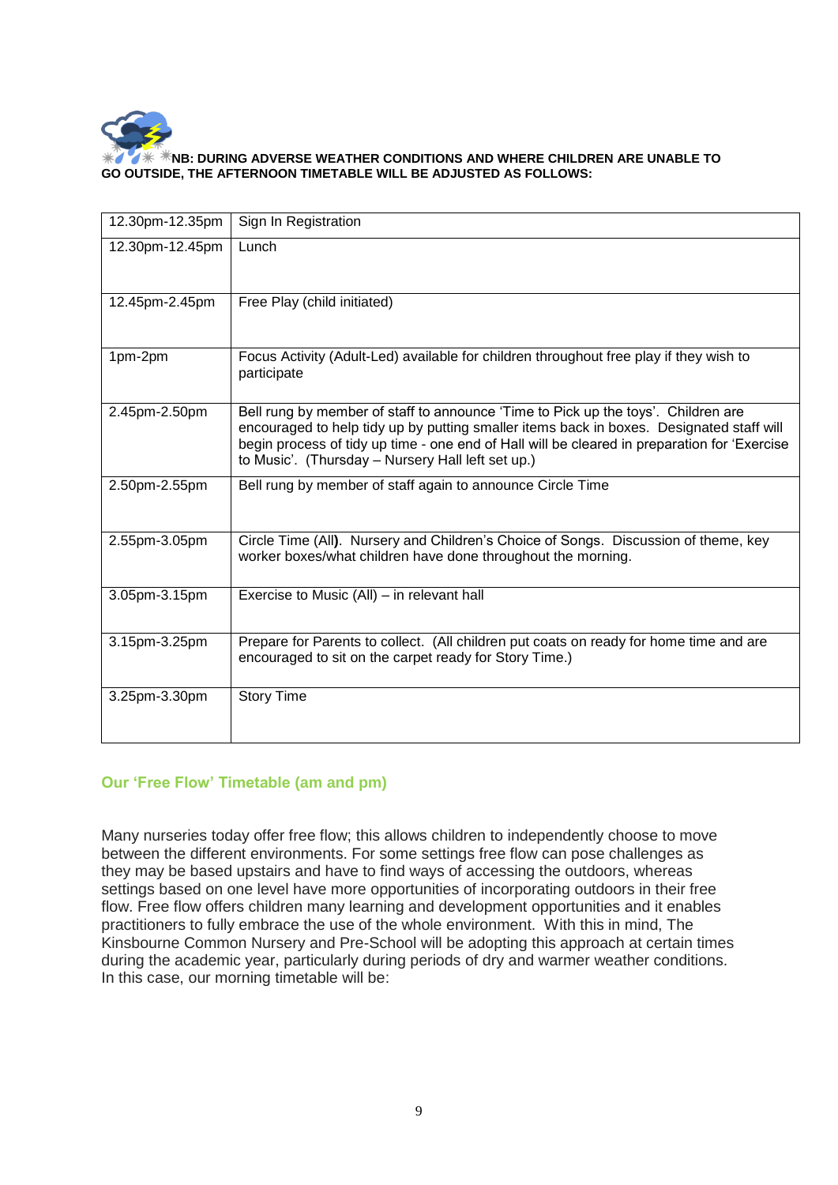**NB: DURING ADVERSE WEATHER CONDITIONS AND WHERE CHILDREN ARE UNABLE TO GO OUTSIDE, THE AFTERNOON TIMETABLE WILL BE ADJUSTED AS FOLLOWS:**

| | |
|---|---|
| 12.30pm-12.35pm | Sign In Registration |
| 12.30pm-12.45pm | Lunch |
| 12.45pm-2.45pm | Free Play (child initiated) |
| 1pm-2pm | Focus Activity (Adult-Led) available for children throughout free play if they wish to participate |
| 2.45pm-2.50pm | Bell rung by member of staff to announce 'Time to Pick up the toys'. Children are encouraged to help tidy up by putting smaller items back in boxes. Designated staff will begin process of tidy up time - one end of Hall will be cleared in preparation for 'Exercise to Music'. (Thursday – Nursery Hall left set up.) |
| 2.50pm-2.55pm | Bell rung by member of staff again to announce Circle Time |
| 2.55pm-3.05pm | Circle Time (All). Nursery and Children's Choice of Songs. Discussion of theme, key worker boxes/what children have done throughout the morning. |
| 3.05pm-3.15pm | Exercise to Music (All) – in relevant hall |
| 3.15pm-3.25pm | Prepare for Parents to collect. (All children put coats on ready for home time and are encouraged to sit on the carpet ready for Story Time.) |
| 3.25pm-3.30pm | Story Time |

## Our 'Free Flow' Timetable (am and pm)

Many nurseries today offer free flow; this allows children to independently choose to move between the different environments. For some settings free flow can pose challenges as they may be based upstairs and have to find ways of accessing the outdoors, whereas settings based on one level have more opportunities of incorporating outdoors in their free flow. Free flow offers children many learning and development opportunities and it enables practitioners to fully embrace the use of the whole environment. With this in mind, The Kinsbourne Common Nursery and Pre-School will be adopting this approach at certain times during the academic year, particularly during periods of dry and warmer weather conditions. In this case, our morning timetable will be: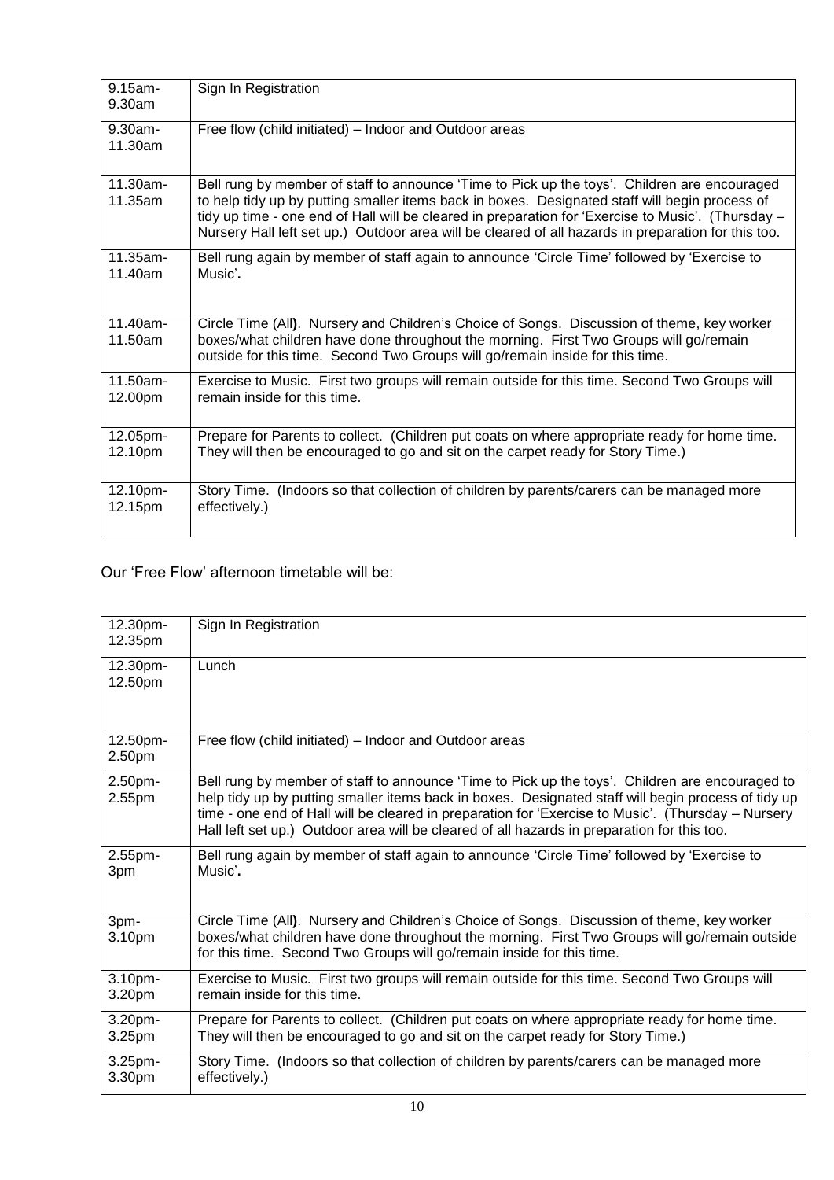| | |
|---|---|
| 9.15am-9.30am | Sign In Registration |
| 9.30am-11.30am | Free flow (child initiated) – Indoor and Outdoor areas |
| 11.30am-11.35am | Bell rung by member of staff to announce 'Time to Pick up the toys'. Children are encouraged to help tidy up by putting smaller items back in boxes. Designated staff will begin process of tidy up time - one end of Hall will be cleared in preparation for 'Exercise to Music'. (Thursday – Nursery Hall left set up.) Outdoor area will be cleared of all hazards in preparation for this too. |
| 11.35am-11.40am | Bell rung again by member of staff again to announce 'Circle Time' followed by 'Exercise to Music'**.** |
| 11.40am-11.50am | Circle Time (All**)**. Nursery and Children's Choice of Songs. Discussion of theme, key worker boxes/what children have done throughout the morning. First Two Groups will go/remain outside for this time. Second Two Groups will go/remain inside for this time. |
| 11.50am-12.00pm | Exercise to Music. First two groups will remain outside for this time. Second Two Groups will remain inside for this time. |
| 12.05pm-12.10pm | Prepare for Parents to collect. (Children put coats on where appropriate ready for home time. They will then be encouraged to go and sit on the carpet ready for Story Time.) |
| 12.10pm-12.15pm | Story Time. (Indoors so that collection of children by parents/carers can be managed more effectively.) |

Our 'Free Flow' afternoon timetable will be:

| | |
|---|---|
| 12.30pm-12.35pm | Sign In Registration |
| 12.30pm-12.50pm | Lunch |
| 12.50pm-2.50pm | Free flow (child initiated) – Indoor and Outdoor areas |
| 2.50pm-2.55pm | Bell rung by member of staff to announce 'Time to Pick up the toys'. Children are encouraged to help tidy up by putting smaller items back in boxes. Designated staff will begin process of tidy up time - one end of Hall will be cleared in preparation for 'Exercise to Music'. (Thursday – Nursery Hall left set up.) Outdoor area will be cleared of all hazards in preparation for this too. |
| 2.55pm-3pm | Bell rung again by member of staff again to announce 'Circle Time' followed by 'Exercise to Music'**.** |
| 3pm-3.10pm | Circle Time (All**)**. Nursery and Children's Choice of Songs. Discussion of theme, key worker boxes/what children have done throughout the morning. First Two Groups will go/remain outside for this time. Second Two Groups will go/remain inside for this time. |
| 3.10pm-3.20pm | Exercise to Music. First two groups will remain outside for this time. Second Two Groups will remain inside for this time. |
| 3.20pm-3.25pm | Prepare for Parents to collect. (Children put coats on where appropriate ready for home time. They will then be encouraged to go and sit on the carpet ready for Story Time.) |
| 3.25pm-3.30pm | Story Time. (Indoors so that collection of children by parents/carers can be managed more effectively.) |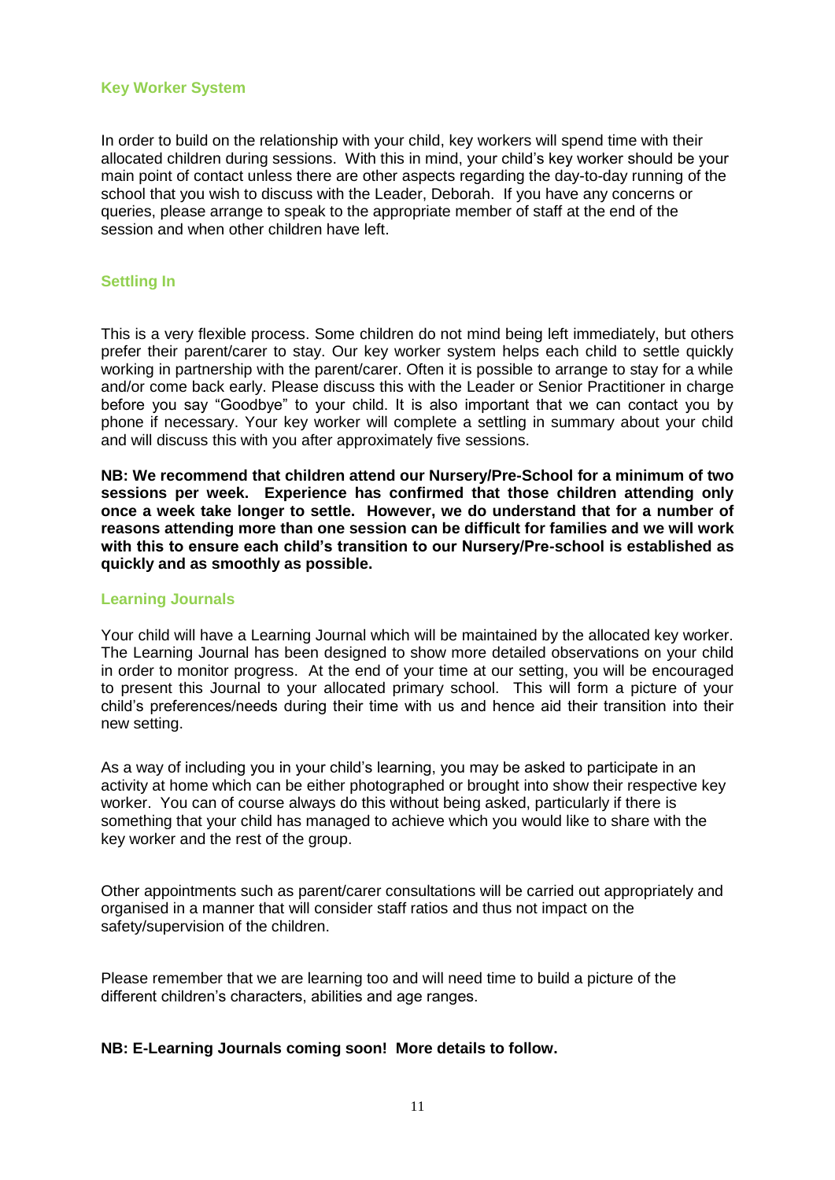## Key Worker System

In order to build on the relationship with your child, key workers will spend time with their allocated children during sessions. With this in mind, your child's key worker should be your main point of contact unless there are other aspects regarding the day-to-day running of the school that you wish to discuss with the Leader, Deborah. If you have any concerns or queries, please arrange to speak to the appropriate member of staff at the end of the session and when other children have left.

## Settling In

This is a very flexible process. Some children do not mind being left immediately, but others prefer their parent/carer to stay. Our key worker system helps each child to settle quickly working in partnership with the parent/carer. Often it is possible to arrange to stay for a while and/or come back early. Please discuss this with the Leader or Senior Practitioner in charge before you say "Goodbye" to your child. It is also important that we can contact you by phone if necessary. Your key worker will complete a settling in summary about your child and will discuss this with you after approximately five sessions.

**NB: We recommend that children attend our Nursery/Pre-School for a minimum of two sessions per week. Experience has confirmed that those children attending only once a week take longer to settle. However, we do understand that for a number of reasons attending more than one session can be difficult for families and we will work with this to ensure each child's transition to our Nursery/Pre-school is established as quickly and as smoothly as possible.**

## Learning Journals

Your child will have a Learning Journal which will be maintained by the allocated key worker. The Learning Journal has been designed to show more detailed observations on your child in order to monitor progress. At the end of your time at our setting, you will be encouraged to present this Journal to your allocated primary school. This will form a picture of your child's preferences/needs during their time with us and hence aid their transition into their new setting.

As a way of including you in your child's learning, you may be asked to participate in an activity at home which can be either photographed or brought into show their respective key worker. You can of course always do this without being asked, particularly if there is something that your child has managed to achieve which you would like to share with the key worker and the rest of the group.

Other appointments such as parent/carer consultations will be carried out appropriately and organised in a manner that will consider staff ratios and thus not impact on the safety/supervision of the children.

Please remember that we are learning too and will need time to build a picture of the different children's characters, abilities and age ranges.

**NB: E-Learning Journals coming soon! More details to follow.**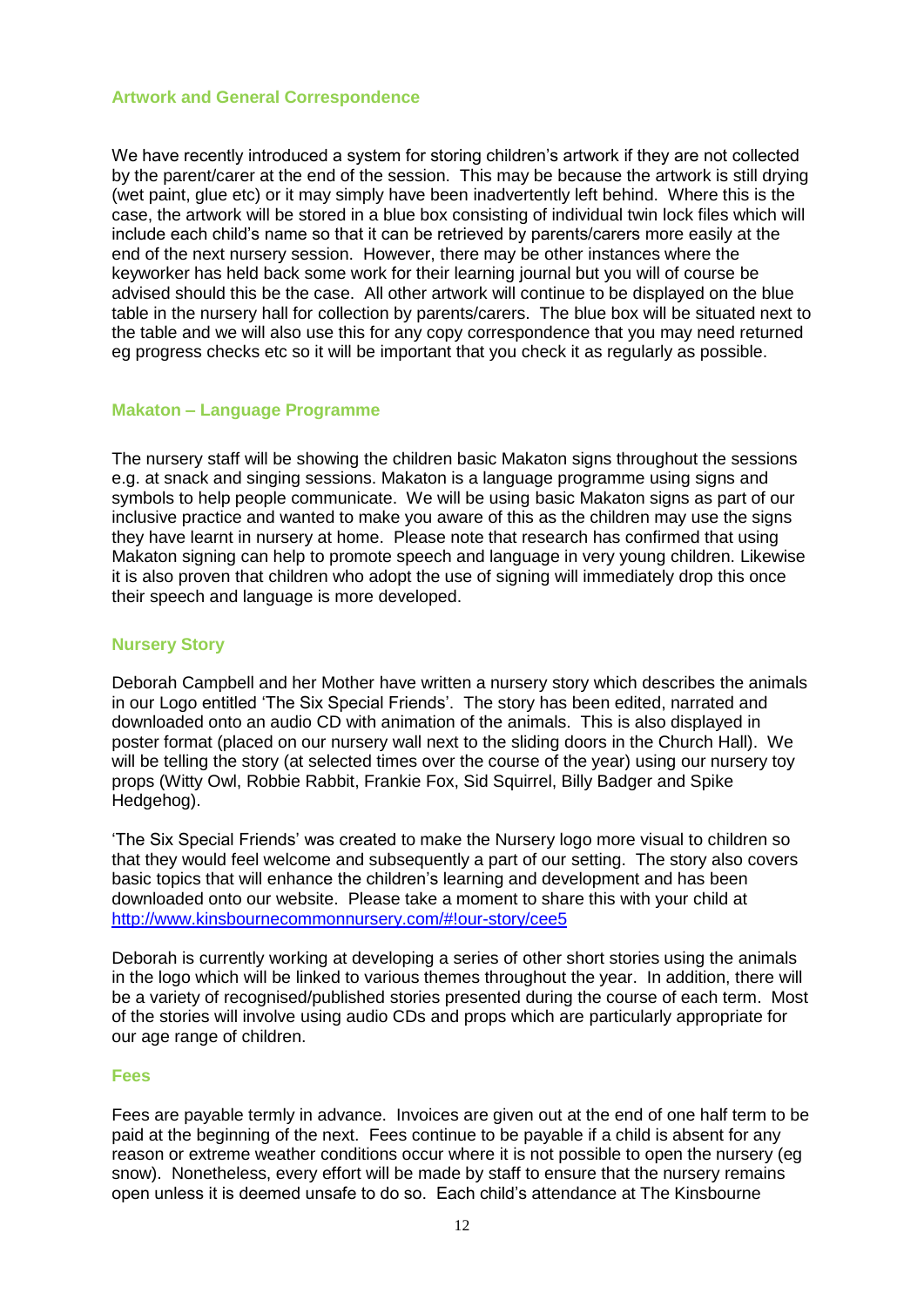### Artwork and General Correspondence

We have recently introduced a system for storing children's artwork if they are not collected by the parent/carer at the end of the session. This may be because the artwork is still drying (wet paint, glue etc) or it may simply have been inadvertently left behind. Where this is the case, the artwork will be stored in a blue box consisting of individual twin lock files which will include each child's name so that it can be retrieved by parents/carers more easily at the end of the next nursery session. However, there may be other instances where the keyworker has held back some work for their learning journal but you will of course be advised should this be the case. All other artwork will continue to be displayed on the blue table in the nursery hall for collection by parents/carers. The blue box will be situated next to the table and we will also use this for any copy correspondence that you may need returned eg progress checks etc so it will be important that you check it as regularly as possible.

### Makaton – Language Programme

The nursery staff will be showing the children basic Makaton signs throughout the sessions e.g. at snack and singing sessions. Makaton is a language programme using signs and symbols to help people communicate. We will be using basic Makaton signs as part of our inclusive practice and wanted to make you aware of this as the children may use the signs they have learnt in nursery at home. Please note that research has confirmed that using Makaton signing can help to promote speech and language in very young children. Likewise it is also proven that children who adopt the use of signing will immediately drop this once their speech and language is more developed.

### Nursery Story

Deborah Campbell and her Mother have written a nursery story which describes the animals in our Logo entitled 'The Six Special Friends'. The story has been edited, narrated and downloaded onto an audio CD with animation of the animals. This is also displayed in poster format (placed on our nursery wall next to the sliding doors in the Church Hall). We will be telling the story (at selected times over the course of the year) using our nursery toy props (Witty Owl, Robbie Rabbit, Frankie Fox, Sid Squirrel, Billy Badger and Spike Hedgehog).

'The Six Special Friends' was created to make the Nursery logo more visual to children so that they would feel welcome and subsequently a part of our setting. The story also covers basic topics that will enhance the children's learning and development and has been downloaded onto our website. Please take a moment to share this with your child at http://www.kinsbournecommonnursery.com/#!our-story/cee5

Deborah is currently working at developing a series of other short stories using the animals in the logo which will be linked to various themes throughout the year. In addition, there will be a variety of recognised/published stories presented during the course of each term. Most of the stories will involve using audio CDs and props which are particularly appropriate for our age range of children.

### Fees

Fees are payable termly in advance. Invoices are given out at the end of one half term to be paid at the beginning of the next. Fees continue to be payable if a child is absent for any reason or extreme weather conditions occur where it is not possible to open the nursery (eg snow). Nonetheless, every effort will be made by staff to ensure that the nursery remains open unless it is deemed unsafe to do so. Each child's attendance at The Kinsbourne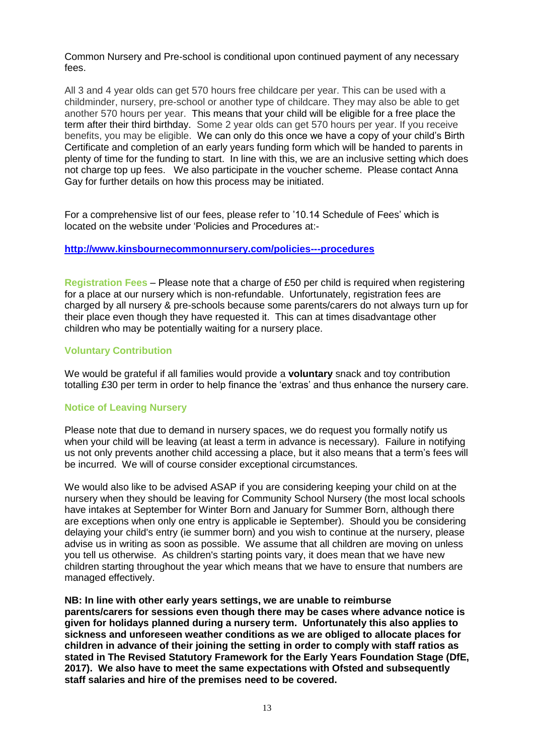Common Nursery and Pre-school is conditional upon continued payment of any necessary fees.

All 3 and 4 year olds can get 570 hours free childcare per year. This can be used with a childminder, nursery, pre-school or another type of childcare. They may also be able to get another 570 hours per year. This means that your child will be eligible for a free place the term after their third birthday. Some 2 year olds can get 570 hours per year. If you receive benefits, you may be eligible. We can only do this once we have a copy of your child's Birth Certificate and completion of an early years funding form which will be handed to parents in plenty of time for the funding to start. In line with this, we are an inclusive setting which does not charge top up fees. We also participate in the voucher scheme. Please contact Anna Gay for further details on how this process may be initiated.

For a comprehensive list of our fees, please refer to '10.14 Schedule of Fees' which is located on the website under 'Policies and Procedures at:-

**http://www.kinsbournecommonnursery.com/policies---procedures**

**Registration Fees** – Please note that a charge of £50 per child is required when registering for a place at our nursery which is non-refundable. Unfortunately, registration fees are charged by all nursery & pre-schools because some parents/carers do not always turn up for their place even though they have requested it. This can at times disadvantage other children who may be potentially waiting for a nursery place.

### Voluntary Contribution

We would be grateful if all families would provide a **voluntary** snack and toy contribution totalling £30 per term in order to help finance the 'extras' and thus enhance the nursery care.

### Notice of Leaving Nursery

Please note that due to demand in nursery spaces, we do request you formally notify us when your child will be leaving (at least a term in advance is necessary). Failure in notifying us not only prevents another child accessing a place, but it also means that a term's fees will be incurred. We will of course consider exceptional circumstances.

We would also like to be advised ASAP if you are considering keeping your child on at the nursery when they should be leaving for Community School Nursery (the most local schools have intakes at September for Winter Born and January for Summer Born, although there are exceptions when only one entry is applicable ie September). Should you be considering delaying your child's entry (ie summer born) and you wish to continue at the nursery, please advise us in writing as soon as possible. We assume that all children are moving on unless you tell us otherwise. As children's starting points vary, it does mean that we have new children starting throughout the year which means that we have to ensure that numbers are managed effectively.

**NB: In line with other early years settings, we are unable to reimburse parents/carers for sessions even though there may be cases where advance notice is given for holidays planned during a nursery term. Unfortunately this also applies to sickness and unforeseen weather conditions as we are obliged to allocate places for children in advance of their joining the setting in order to comply with staff ratios as stated in The Revised Statutory Framework for the Early Years Foundation Stage (DfE, 2017). We also have to meet the same expectations with Ofsted and subsequently staff salaries and hire of the premises need to be covered.**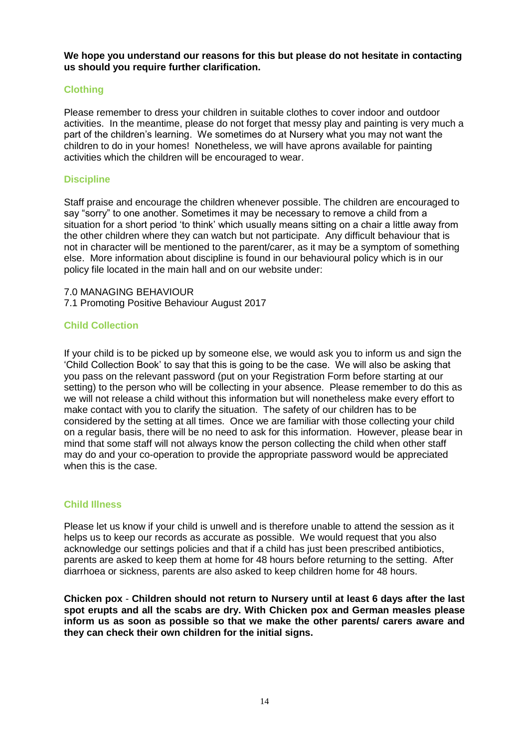**We hope you understand our reasons for this but please do not hesitate in contacting us should you require further clarification.**

## Clothing

Please remember to dress your children in suitable clothes to cover indoor and outdoor activities. In the meantime, please do not forget that messy play and painting is very much a part of the children's learning. We sometimes do at Nursery what you may not want the children to do in your homes! Nonetheless, we will have aprons available for painting activities which the children will be encouraged to wear.

## Discipline

Staff praise and encourage the children whenever possible. The children are encouraged to say "sorry" to one another. Sometimes it may be necessary to remove a child from a situation for a short period 'to think' which usually means sitting on a chair a little away from the other children where they can watch but not participate. Any difficult behaviour that is not in character will be mentioned to the parent/carer, as it may be a symptom of something else. More information about discipline is found in our behavioural policy which is in our policy file located in the main hall and on our website under:

7.0 MANAGING BEHAVIOUR
7.1 Promoting Positive Behaviour August 2017

## Child Collection

If your child is to be picked up by someone else, we would ask you to inform us and sign the 'Child Collection Book' to say that this is going to be the case. We will also be asking that you pass on the relevant password (put on your Registration Form before starting at our setting) to the person who will be collecting in your absence. Please remember to do this as we will not release a child without this information but will nonetheless make every effort to make contact with you to clarify the situation. The safety of our children has to be considered by the setting at all times. Once we are familiar with those collecting your child on a regular basis, there will be no need to ask for this information. However, please bear in mind that some staff will not always know the person collecting the child when other staff may do and your co-operation to provide the appropriate password would be appreciated when this is the case.

## Child Illness

Please let us know if your child is unwell and is therefore unable to attend the session as it helps us to keep our records as accurate as possible. We would request that you also acknowledge our settings policies and that if a child has just been prescribed antibiotics, parents are asked to keep them at home for 48 hours before returning to the setting. After diarrhoea or sickness, parents are also asked to keep children home for 48 hours.

**Chicken pox - Children should not return to Nursery until at least 6 days after the last spot erupts and all the scabs are dry. With Chicken pox and German measles please inform us as soon as possible so that we make the other parents/ carers aware and they can check their own children for the initial signs.**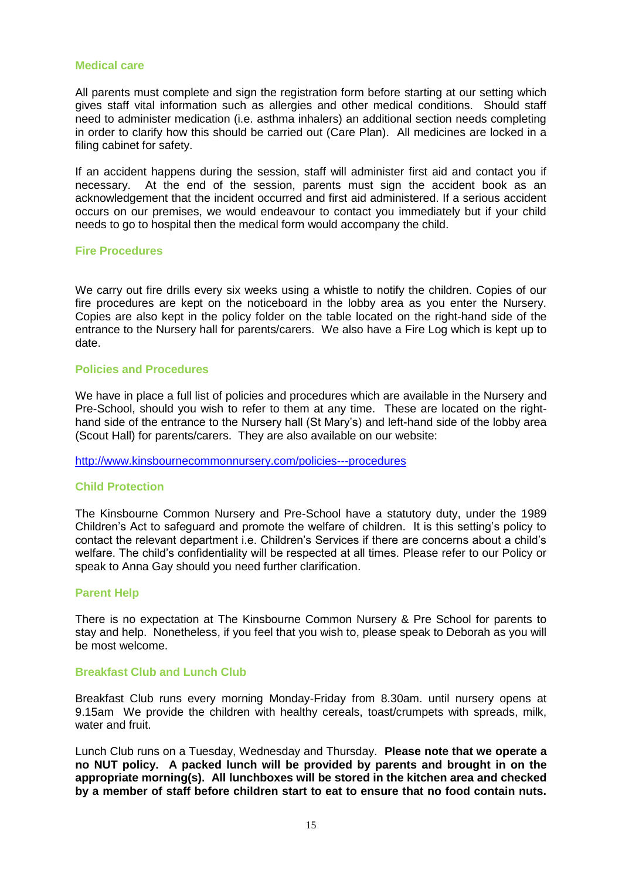## Medical care

All parents must complete and sign the registration form before starting at our setting which gives staff vital information such as allergies and other medical conditions. Should staff need to administer medication (i.e. asthma inhalers) an additional section needs completing in order to clarify how this should be carried out (Care Plan). All medicines are locked in a filing cabinet for safety.

If an accident happens during the session, staff will administer first aid and contact you if necessary. At the end of the session, parents must sign the accident book as an acknowledgement that the incident occurred and first aid administered. If a serious accident occurs on our premises, we would endeavour to contact you immediately but if your child needs to go to hospital then the medical form would accompany the child.

## Fire Procedures

We carry out fire drills every six weeks using a whistle to notify the children. Copies of our fire procedures are kept on the noticeboard in the lobby area as you enter the Nursery. Copies are also kept in the policy folder on the table located on the right-hand side of the entrance to the Nursery hall for parents/carers. We also have a Fire Log which is kept up to date.

## Policies and Procedures

We have in place a full list of policies and procedures which are available in the Nursery and Pre-School, should you wish to refer to them at any time. These are located on the right-hand side of the entrance to the Nursery hall (St Mary's) and left-hand side of the lobby area (Scout Hall) for parents/carers. They are also available on our website:

[http://www.kinsbournecommonnursery.com/policies---procedures](http://www.kinsbournecommonnursery.com/policies---procedures)

## Child Protection

The Kinsbourne Common Nursery and Pre-School have a statutory duty, under the 1989 Children's Act to safeguard and promote the welfare of children. It is this setting's policy to contact the relevant department i.e. Children's Services if there are concerns about a child's welfare. The child's confidentiality will be respected at all times. Please refer to our Policy or speak to Anna Gay should you need further clarification.

## Parent Help

There is no expectation at The Kinsbourne Common Nursery & Pre School for parents to stay and help. Nonetheless, if you feel that you wish to, please speak to Deborah as you will be most welcome.

## Breakfast Club and Lunch Club

Breakfast Club runs every morning Monday-Friday from 8.30am. until nursery opens at 9.15am We provide the children with healthy cereals, toast/crumpets with spreads, milk, water and fruit.

Lunch Club runs on a Tuesday, Wednesday and Thursday. **Please note that we operate a no NUT policy. A packed lunch will be provided by parents and brought in on the appropriate morning(s). All lunchboxes will be stored in the kitchen area and checked by a member of staff before children start to eat to ensure that no food contain nuts.**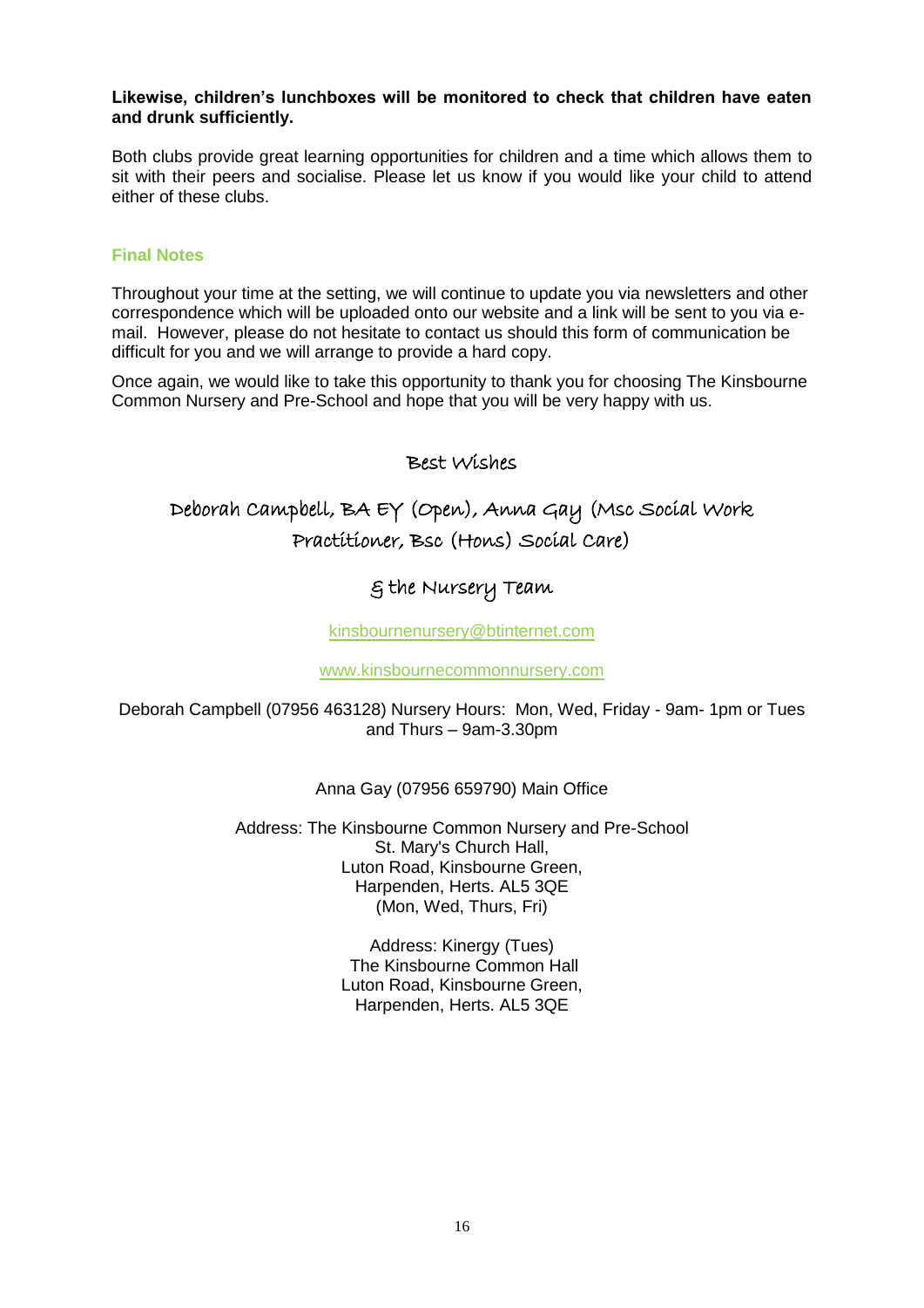**Likewise, children's lunchboxes will be monitored to check that children have eaten and drunk sufficiently.**

Both clubs provide great learning opportunities for children and a time which allows them to sit with their peers and socialise. Please let us know if you would like your child to attend either of these clubs.

## Final Notes

Throughout your time at the setting, we will continue to update you via newsletters and other correspondence which will be uploaded onto our website and a link will be sent to you via e-mail. However, please do not hesitate to contact us should this form of communication be difficult for you and we will arrange to provide a hard copy.

Once again, we would like to take this opportunity to thank you for choosing The Kinsbourne Common Nursery and Pre-School and hope that you will be very happy with us.

Best Wishes

Deborah Campbell, BA EY (Open), Anna Gay (Msc Social Work Practitioner, Bsc (Hons) Social Care)

& the Nursery Team

kinsbournenursery@btinternet.com

www.kinsbournecommonnursery.com

Deborah Campbell (07956 463128) Nursery Hours: Mon, Wed, Friday - 9am- 1pm or Tues and Thurs – 9am-3.30pm

Anna Gay (07956 659790) Main Office

Address: The Kinsbourne Common Nursery and Pre-School
St. Mary's Church Hall,
Luton Road, Kinsbourne Green,
Harpenden, Herts. AL5 3QE
(Mon, Wed, Thurs, Fri)

Address: Kinergy (Tues)
The Kinsbourne Common Hall
Luton Road, Kinsbourne Green,
Harpenden, Herts. AL5 3QE